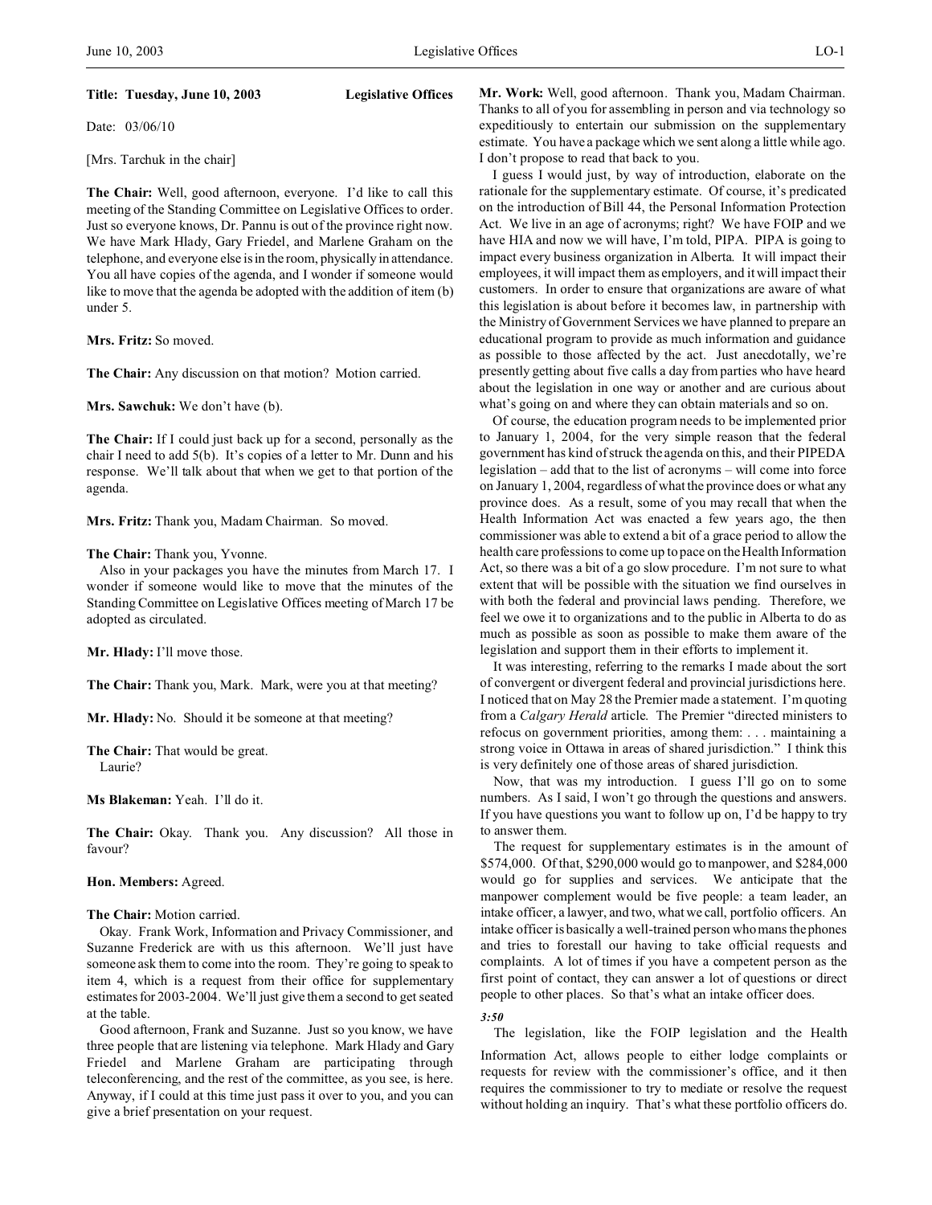**Title: Tuesday, June 10, 2003 Legislative Offices**

Date: 03/06/10

[Mrs. Tarchuk in the chair]

**The Chair:** Well, good afternoon, everyone. I'd like to call this meeting of the Standing Committee on Legislative Offices to order. Just so everyone knows, Dr. Pannu is out of the province right now. We have Mark Hlady, Gary Friedel, and Marlene Graham on the telephone, and everyone else is in the room, physically in attendance. You all have copies of the agenda, and I wonder if someone would like to move that the agenda be adopted with the addition of item (b) under 5.

**Mrs. Fritz:** So moved.

**The Chair:** Any discussion on that motion? Motion carried.

**Mrs. Sawchuk:** We don't have (b).

**The Chair:** If I could just back up for a second, personally as the chair I need to add 5(b). It's copies of a letter to Mr. Dunn and his response. We'll talk about that when we get to that portion of the agenda.

**Mrs. Fritz:** Thank you, Madam Chairman. So moved.

**The Chair:** Thank you, Yvonne.

Also in your packages you have the minutes from March 17. I wonder if someone would like to move that the minutes of the Standing Committee on Legislative Offices meeting of March 17 be adopted as circulated.

**Mr. Hlady:** I'll move those.

**The Chair:** Thank you, Mark. Mark, were you at that meeting?

**Mr. Hlady:** No. Should it be someone at that meeting?

**The Chair:** That would be great.
Laurie?

**Ms Blakeman:** Yeah. I'll do it.

**The Chair:** Okay. Thank you. Any discussion? All those in favour?

**Hon. Members:** Agreed.

**The Chair:** Motion carried.

Okay. Frank Work, Information and Privacy Commissioner, and Suzanne Frederick are with us this afternoon. We'll just have someone ask them to come into the room. They're going to speak to item 4, which is a request from their office for supplementary estimates for 2003-2004. We'll just give them a second to get seated at the table.

Good afternoon, Frank and Suzanne. Just so you know, we have three people that are listening via telephone. Mark Hlady and Gary Friedel and Marlene Graham are participating through teleconferencing, and the rest of the committee, as you see, is here. Anyway, if I could at this time just pass it over to you, and you can give a brief presentation on your request.

**Mr. Work:** Well, good afternoon. Thank you, Madam Chairman. Thanks to all of you for assembling in person and via technology so expeditiously to entertain our submission on the supplementary estimate. You have a package which we sent along a little while ago. I don't propose to read that back to you.

I guess I would just, by way of introduction, elaborate on the rationale for the supplementary estimate. Of course, it's predicated on the introduction of Bill 44, the Personal Information Protection Act. We live in an age of acronyms; right? We have FOIP and we have HIA and now we will have, I'm told, PIPA. PIPA is going to impact every business organization in Alberta. It will impact their employees, it will impact them as employers, and it will impact their customers. In order to ensure that organizations are aware of what this legislation is about before it becomes law, in partnership with the Ministry of Government Services we have planned to prepare an educational program to provide as much information and guidance as possible to those affected by the act. Just anecdotally, we're presently getting about five calls a day from parties who have heard about the legislation in one way or another and are curious about what's going on and where they can obtain materials and so on.

Of course, the education program needs to be implemented prior to January 1, 2004, for the very simple reason that the federal government has kind of struck the agenda on this, and their PIPEDA legislation – add that to the list of acronyms – will come into force on January 1, 2004, regardless of what the province does or what any province does. As a result, some of you may recall that when the Health Information Act was enacted a few years ago, the then commissioner was able to extend a bit of a grace period to allow the health care professions to come up to pace on the Health Information Act, so there was a bit of a go slow procedure. I'm not sure to what extent that will be possible with the situation we find ourselves in with both the federal and provincial laws pending. Therefore, we feel we owe it to organizations and to the public in Alberta to do as much as possible as soon as possible to make them aware of the legislation and support them in their efforts to implement it.

It was interesting, referring to the remarks I made about the sort of convergent or divergent federal and provincial jurisdictions here. I noticed that on May 28 the Premier made a statement. I'm quoting from a *Calgary Herald* article. The Premier "directed ministers to refocus on government priorities, among them: . . . maintaining a strong voice in Ottawa in areas of shared jurisdiction." I think this is very definitely one of those areas of shared jurisdiction.

Now, that was my introduction. I guess I'll go on to some numbers. As I said, I won't go through the questions and answers. If you have questions you want to follow up on, I'd be happy to try to answer them.

The request for supplementary estimates is in the amount of $574,000. Of that, $290,000 would go to manpower, and $284,000 would go for supplies and services. We anticipate that the manpower complement would be five people: a team leader, an intake officer, a lawyer, and two, what we call, portfolio officers. An intake officer is basically a well-trained person who mans the phones and tries to forestall our having to take official requests and complaints. A lot of times if you have a competent person as the first point of contact, they can answer a lot of questions or direct people to other places. So that's what an intake officer does.

*3:50*

The legislation, like the FOIP legislation and the Health Information Act, allows people to either lodge complaints or requests for review with the commissioner's office, and it then requires the commissioner to try to mediate or resolve the request without holding an inquiry. That's what these portfolio officers do.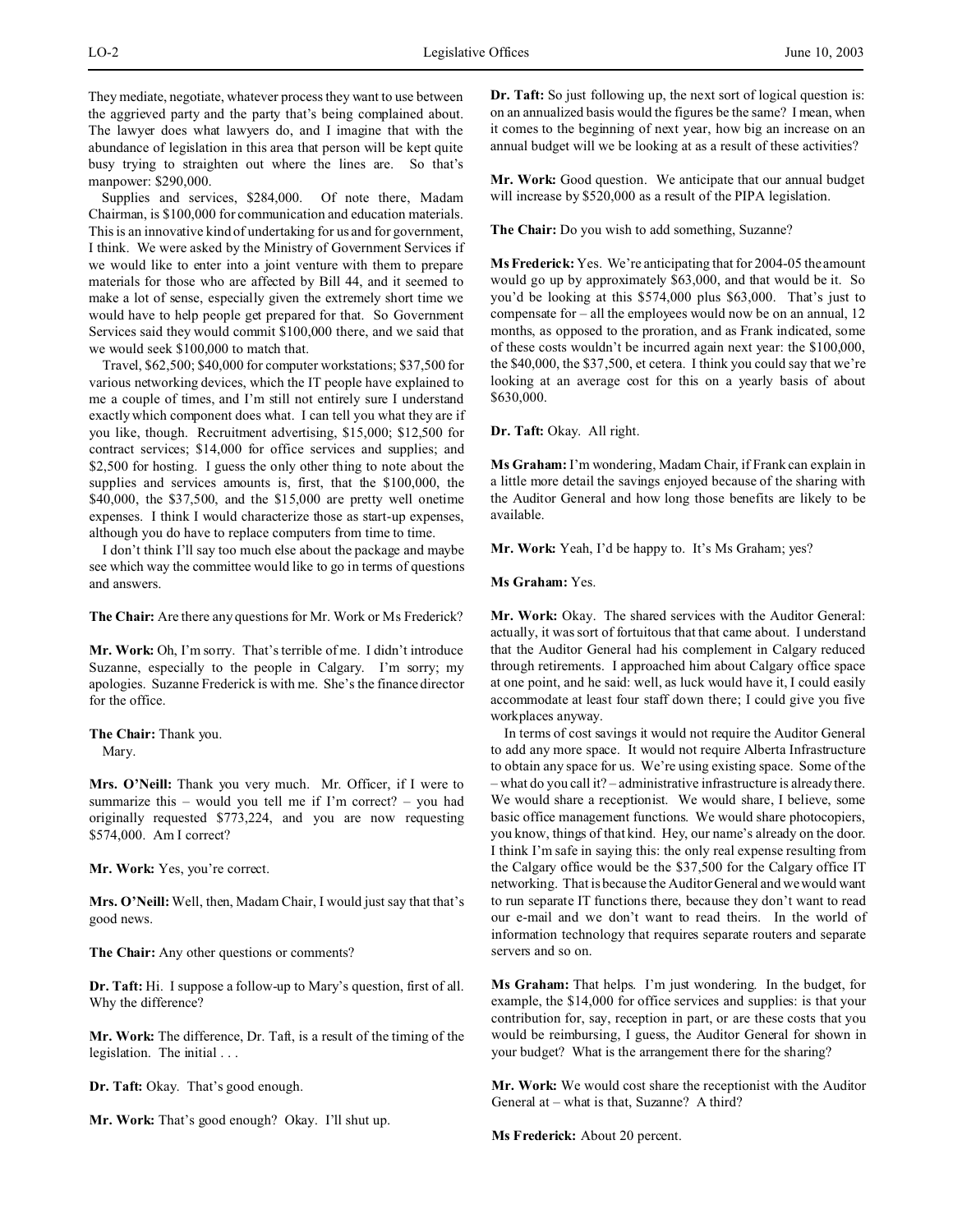They mediate, negotiate, whatever process they want to use between the aggrieved party and the party that's being complained about. The lawyer does what lawyers do, and I imagine that with the abundance of legislation in this area that person will be kept quite busy trying to straighten out where the lines are. So that's manpower: $290,000.

Supplies and services, $284,000. Of note there, Madam Chairman, is $100,000 for communication and education materials. This is an innovative kind of undertaking for us and for government, I think. We were asked by the Ministry of Government Services if we would like to enter into a joint venture with them to prepare materials for those who are affected by Bill 44, and it seemed to make a lot of sense, especially given the extremely short time we would have to help people get prepared for that. So Government Services said they would commit $100,000 there, and we said that we would seek $100,000 to match that.

Travel, $62,500; $40,000 for computer workstations; $37,500 for various networking devices, which the IT people have explained to me a couple of times, and I'm still not entirely sure I understand exactly which component does what. I can tell you what they are if you like, though. Recruitment advertising, $15,000; $12,500 for contract services; $14,000 for office services and supplies; and $2,500 for hosting. I guess the only other thing to note about the supplies and services amounts is, first, that the $100,000, the $40,000, the $37,500, and the $15,000 are pretty well onetime expenses. I think I would characterize those as start-up expenses, although you do have to replace computers from time to time.

I don't think I'll say too much else about the package and maybe see which way the committee would like to go in terms of questions and answers.

**The Chair:** Are there any questions for Mr. Work or Ms Frederick?

**Mr. Work:** Oh, I'm sorry. That's terrible of me. I didn't introduce Suzanne, especially to the people in Calgary. I'm sorry; my apologies. Suzanne Frederick is with me. She's the finance director for the office.

**The Chair:** Thank you.

Mary.

**Mrs. O'Neill:** Thank you very much. Mr. Officer, if I were to summarize this – would you tell me if I'm correct? – you had originally requested $773,224, and you are now requesting $574,000. Am I correct?

**Mr. Work:** Yes, you're correct.

**Mrs. O'Neill:** Well, then, Madam Chair, I would just say that that's good news.

**The Chair:** Any other questions or comments?

**Dr. Taft:** Hi. I suppose a follow-up to Mary's question, first of all. Why the difference?

**Mr. Work:** The difference, Dr. Taft, is a result of the timing of the legislation. The initial . . .

**Dr. Taft:** Okay. That's good enough.

**Mr. Work:** That's good enough? Okay. I'll shut up.

**Dr. Taft:** So just following up, the next sort of logical question is: on an annualized basis would the figures be the same? I mean, when it comes to the beginning of next year, how big an increase on an annual budget will we be looking at as a result of these activities?

**Mr. Work:** Good question. We anticipate that our annual budget will increase by $520,000 as a result of the PIPA legislation.

**The Chair:** Do you wish to add something, Suzanne?

**Ms Frederick:** Yes. We're anticipating that for 2004-05 the amount would go up by approximately $63,000, and that would be it. So you'd be looking at this $574,000 plus $63,000. That's just to compensate for – all the employees would now be on an annual, 12 months, as opposed to the proration, and as Frank indicated, some of these costs wouldn't be incurred again next year: the $100,000, the $40,000, the $37,500, et cetera. I think you could say that we're looking at an average cost for this on a yearly basis of about $630,000.

**Dr. Taft:** Okay. All right.

**Ms Graham:** I'm wondering, Madam Chair, if Frank can explain in a little more detail the savings enjoyed because of the sharing with the Auditor General and how long those benefits are likely to be available.

**Mr. Work:** Yeah, I'd be happy to. It's Ms Graham; yes?

**Ms Graham:** Yes.

**Mr. Work:** Okay. The shared services with the Auditor General: actually, it was sort of fortuitous that that came about. I understand that the Auditor General had his complement in Calgary reduced through retirements. I approached him about Calgary office space at one point, and he said: well, as luck would have it, I could easily accommodate at least four staff down there; I could give you five workplaces anyway.

In terms of cost savings it would not require the Auditor General to add any more space. It would not require Alberta Infrastructure to obtain any space for us. We're using existing space. Some of the – what do you call it? – administrative infrastructure is already there. We would share a receptionist. We would share, I believe, some basic office management functions. We would share photocopiers, you know, things of that kind. Hey, our name's already on the door. I think I'm safe in saying this: the only real expense resulting from the Calgary office would be the $37,500 for the Calgary office IT networking. That is because the Auditor General and we would want to run separate IT functions there, because they don't want to read our e-mail and we don't want to read theirs. In the world of information technology that requires separate routers and separate servers and so on.

**Ms Graham:** That helps. I'm just wondering. In the budget, for example, the $14,000 for office services and supplies: is that your contribution for, say, reception in part, or are these costs that you would be reimbursing, I guess, the Auditor General for shown in your budget? What is the arrangement there for the sharing?

**Mr. Work:** We would cost share the receptionist with the Auditor General at – what is that, Suzanne? A third?

**Ms Frederick:** About 20 percent.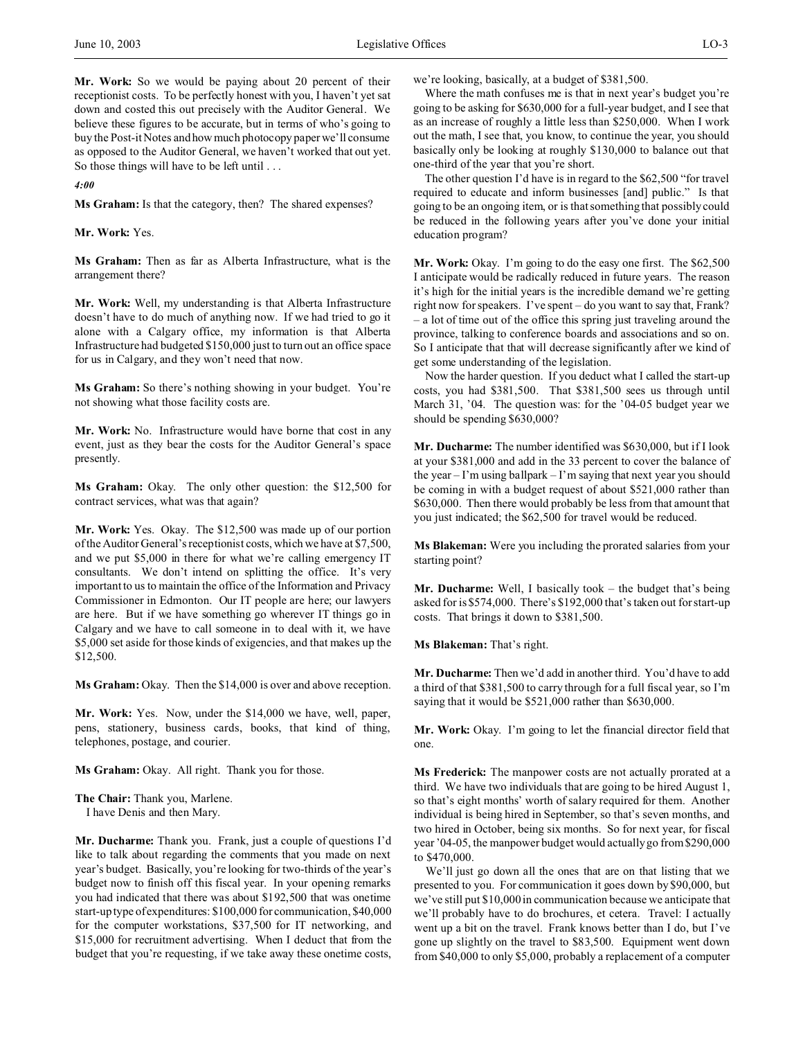**Mr. Work:** So we would be paying about 20 percent of their receptionist costs. To be perfectly honest with you, I haven't yet sat down and costed this out precisely with the Auditor General. We believe these figures to be accurate, but in terms of who's going to buy the Post-it Notes and how much photocopy paper we'll consume as opposed to the Auditor General, we haven't worked that out yet. So those things will have to be left until . . .

*4:00*

**Ms Graham:** Is that the category, then? The shared expenses?

**Mr. Work:** Yes.

**Ms Graham:** Then as far as Alberta Infrastructure, what is the arrangement there?

**Mr. Work:** Well, my understanding is that Alberta Infrastructure doesn't have to do much of anything now. If we had tried to go it alone with a Calgary office, my information is that Alberta Infrastructure had budgeted $150,000 just to turn out an office space for us in Calgary, and they won't need that now.

**Ms Graham:** So there's nothing showing in your budget. You're not showing what those facility costs are.

**Mr. Work:** No. Infrastructure would have borne that cost in any event, just as they bear the costs for the Auditor General's space presently.

**Ms Graham:** Okay. The only other question: the $12,500 for contract services, what was that again?

**Mr. Work:** Yes. Okay. The $12,500 was made up of our portion of the Auditor General's receptionist costs, which we have at $7,500, and we put $5,000 in there for what we're calling emergency IT consultants. We don't intend on splitting the office. It's very important to us to maintain the office of the Information and Privacy Commissioner in Edmonton. Our IT people are here; our lawyers are here. But if we have something go wherever IT things go in Calgary and we have to call someone in to deal with it, we have $5,000 set aside for those kinds of exigencies, and that makes up the $12,500.

**Ms Graham:** Okay. Then the $14,000 is over and above reception.

**Mr. Work:** Yes. Now, under the $14,000 we have, well, paper, pens, stationery, business cards, books, that kind of thing, telephones, postage, and courier.

**Ms Graham:** Okay. All right. Thank you for those.

**The Chair:** Thank you, Marlene.
I have Denis and then Mary.

**Mr. Ducharme:** Thank you. Frank, just a couple of questions I'd like to talk about regarding the comments that you made on next year's budget. Basically, you're looking for two-thirds of the year's budget now to finish off this fiscal year. In your opening remarks you had indicated that there was about $192,500 that was onetime start-up type of expenditures: $100,000 for communication, $40,000 for the computer workstations, $37,500 for IT networking, and $15,000 for recruitment advertising. When I deduct that from the budget that you're requesting, if we take away these onetime costs, we're looking, basically, at a budget of $381,500.

Where the math confuses me is that in next year's budget you're going to be asking for $630,000 for a full-year budget, and I see that as an increase of roughly a little less than $250,000. When I work out the math, I see that, you know, to continue the year, you should basically only be looking at roughly $130,000 to balance out that one-third of the year that you're short.

The other question I'd have is in regard to the $62,500 "for travel required to educate and inform businesses [and] public." Is that going to be an ongoing item, or is that something that possibly could be reduced in the following years after you've done your initial education program?

**Mr. Work:** Okay. I'm going to do the easy one first. The $62,500 I anticipate would be radically reduced in future years. The reason it's high for the initial years is the incredible demand we're getting right now for speakers. I've spent – do you want to say that, Frank? – a lot of time out of the office this spring just traveling around the province, talking to conference boards and associations and so on. So I anticipate that that will decrease significantly after we kind of get some understanding of the legislation.

Now the harder question. If you deduct what I called the start-up costs, you had $381,500. That $381,500 sees us through until March 31, '04. The question was: for the '04-05 budget year we should be spending $630,000?

**Mr. Ducharme:** The number identified was $630,000, but if I look at your $381,000 and add in the 33 percent to cover the balance of the year – I'm using ballpark – I'm saying that next year you should be coming in with a budget request of about $521,000 rather than $630,000. Then there would probably be less from that amount that you just indicated; the $62,500 for travel would be reduced.

**Ms Blakeman:** Were you including the prorated salaries from your starting point?

**Mr. Ducharme:** Well, I basically took – the budget that's being asked for is $574,000. There's $192,000 that's taken out for start-up costs. That brings it down to $381,500.

**Ms Blakeman:** That's right.

**Mr. Ducharme:** Then we'd add in another third. You'd have to add a third of that $381,500 to carry through for a full fiscal year, so I'm saying that it would be $521,000 rather than $630,000.

**Mr. Work:** Okay. I'm going to let the financial director field that one.

**Ms Frederick:** The manpower costs are not actually prorated at a third. We have two individuals that are going to be hired August 1, so that's eight months' worth of salary required for them. Another individual is being hired in September, so that's seven months, and two hired in October, being six months. So for next year, for fiscal year '04-05, the manpower budget would actually go from $290,000 to $470,000.

We'll just go down all the ones that are on that listing that we presented to you. For communication it goes down by $90,000, but we've still put $10,000 in communication because we anticipate that we'll probably have to do brochures, et cetera. Travel: I actually went up a bit on the travel. Frank knows better than I do, but I've gone up slightly on the travel to $83,500. Equipment went down from $40,000 to only $5,000, probably a replacement of a computer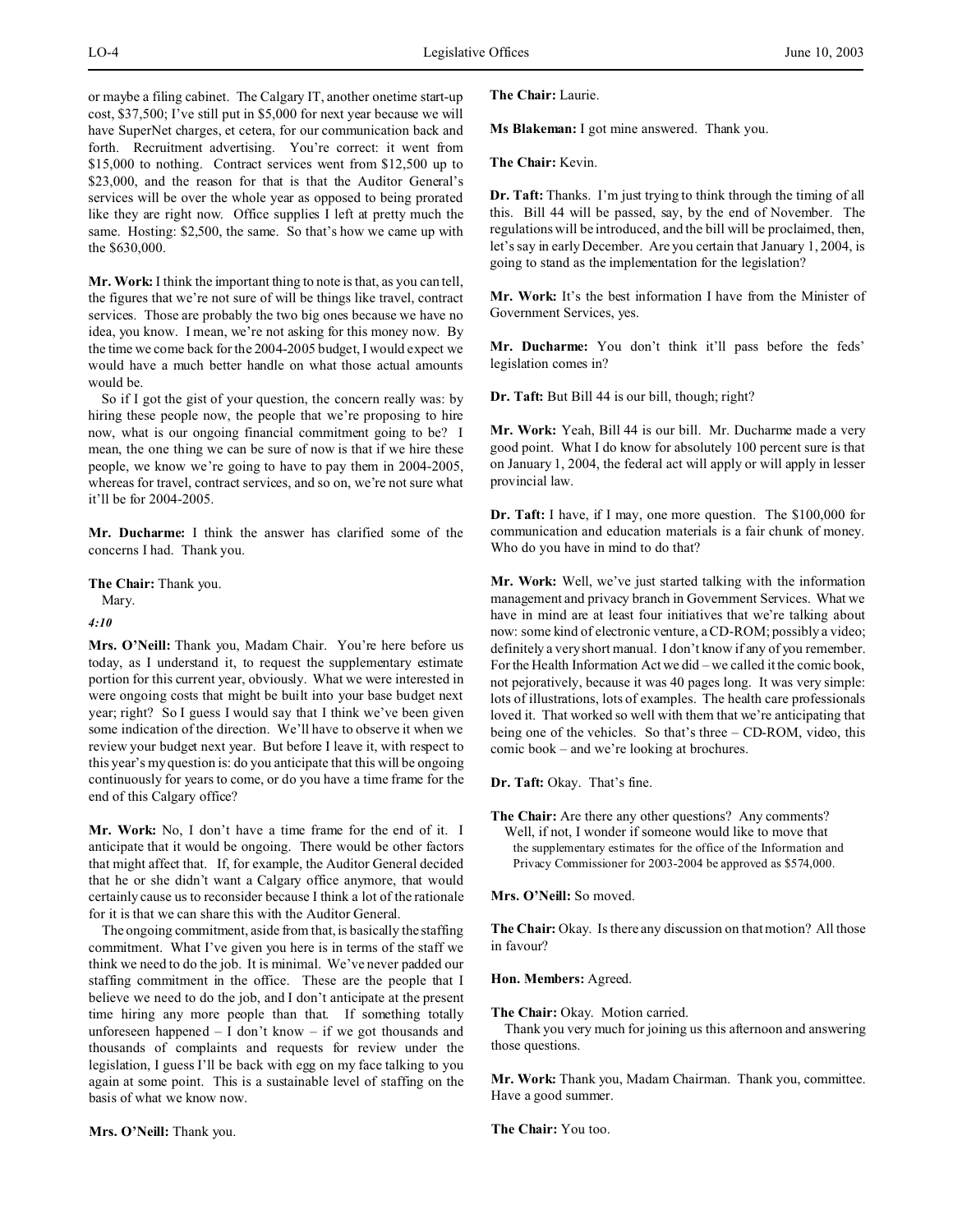or maybe a filing cabinet. The Calgary IT, another onetime start-up cost, $37,500; I've still put in $5,000 for next year because we will have SuperNet charges, et cetera, for our communication back and forth. Recruitment advertising. You're correct: it went from $15,000 to nothing. Contract services went from $12,500 up to $23,000, and the reason for that is that the Auditor General's services will be over the whole year as opposed to being prorated like they are right now. Office supplies I left at pretty much the same. Hosting: $2,500, the same. So that's how we came up with the $630,000.

**Mr. Work:** I think the important thing to note is that, as you can tell, the figures that we're not sure of will be things like travel, contract services. Those are probably the two big ones because we have no idea, you know. I mean, we're not asking for this money now. By the time we come back for the 2004-2005 budget, I would expect we would have a much better handle on what those actual amounts would be.

So if I got the gist of your question, the concern really was: by hiring these people now, the people that we're proposing to hire now, what is our ongoing financial commitment going to be? I mean, the one thing we can be sure of now is that if we hire these people, we know we're going to have to pay them in 2004-2005, whereas for travel, contract services, and so on, we're not sure what it'll be for 2004-2005.

**Mr. Ducharme:** I think the answer has clarified some of the concerns I had. Thank you.

**The Chair:** Thank you.

Mary.

*4:10*

**Mrs. O'Neill:** Thank you, Madam Chair. You're here before us today, as I understand it, to request the supplementary estimate portion for this current year, obviously. What we were interested in were ongoing costs that might be built into your base budget next year; right? So I guess I would say that I think we've been given some indication of the direction. We'll have to observe it when we review your budget next year. But before I leave it, with respect to this year's my question is: do you anticipate that this will be ongoing continuously for years to come, or do you have a time frame for the end of this Calgary office?

**Mr. Work:** No, I don't have a time frame for the end of it. I anticipate that it would be ongoing. There would be other factors that might affect that. If, for example, the Auditor General decided that he or she didn't want a Calgary office anymore, that would certainly cause us to reconsider because I think a lot of the rationale for it is that we can share this with the Auditor General.

The ongoing commitment, aside from that, is basically the staffing commitment. What I've given you here is in terms of the staff we think we need to do the job. It is minimal. We've never padded our staffing commitment in the office. These are the people that I believe we need to do the job, and I don't anticipate at the present time hiring any more people than that. If something totally unforeseen happened – I don't know – if we got thousands and thousands of complaints and requests for review under the legislation, I guess I'll be back with egg on my face talking to you again at some point. This is a sustainable level of staffing on the basis of what we know now.

**Mrs. O'Neill:** Thank you.

**The Chair:** Laurie.

**Ms Blakeman:** I got mine answered. Thank you.

**The Chair:** Kevin.

**Dr. Taft:** Thanks. I'm just trying to think through the timing of all this. Bill 44 will be passed, say, by the end of November. The regulations will be introduced, and the bill will be proclaimed, then, let's say in early December. Are you certain that January 1, 2004, is going to stand as the implementation for the legislation?

**Mr. Work:** It's the best information I have from the Minister of Government Services, yes.

**Mr. Ducharme:** You don't think it'll pass before the feds' legislation comes in?

**Dr. Taft:** But Bill 44 is our bill, though; right?

**Mr. Work:** Yeah, Bill 44 is our bill. Mr. Ducharme made a very good point. What I do know for absolutely 100 percent sure is that on January 1, 2004, the federal act will apply or will apply in lesser provincial law.

**Dr. Taft:** I have, if I may, one more question. The $100,000 for communication and education materials is a fair chunk of money. Who do you have in mind to do that?

**Mr. Work:** Well, we've just started talking with the information management and privacy branch in Government Services. What we have in mind are at least four initiatives that we're talking about now: some kind of electronic venture, a CD-ROM; possibly a video; definitely a very short manual. I don't know if any of you remember. For the Health Information Act we did – we called it the comic book, not pejoratively, because it was 40 pages long. It was very simple: lots of illustrations, lots of examples. The health care professionals loved it. That worked so well with them that we're anticipating that being one of the vehicles. So that's three – CD-ROM, video, this comic book – and we're looking at brochures.

**Dr. Taft:** Okay. That's fine.

**The Chair:** Are there any other questions? Any comments? Well, if not, I wonder if someone would like to move that

the supplementary estimates for the office of the Information and Privacy Commissioner for 2003-2004 be approved as $574,000.

**Mrs. O'Neill:** So moved.

**The Chair:** Okay. Is there any discussion on that motion? All those in favour?

**Hon. Members:** Agreed.

**The Chair:** Okay. Motion carried.

Thank you very much for joining us this afternoon and answering those questions.

**Mr. Work:** Thank you, Madam Chairman. Thank you, committee. Have a good summer.

**The Chair:** You too.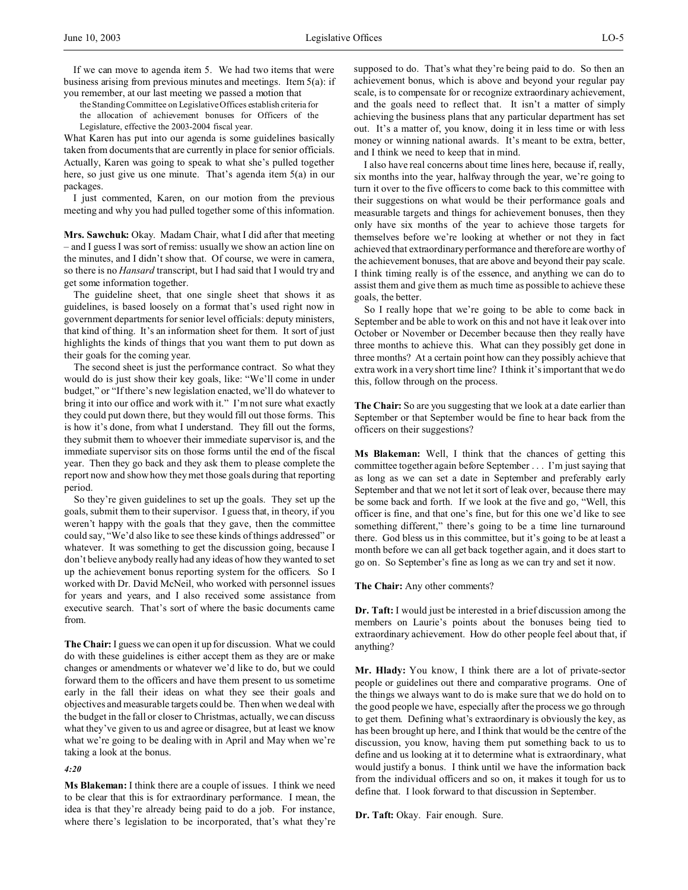If we can move to agenda item 5. We had two items that were business arising from previous minutes and meetings. Item 5(a): if you remember, at our last meeting we passed a motion that

> the Standing Committee on Legislative Offices establish criteria for the allocation of achievement bonuses for Officers of the Legislature, effective the 2003-2004 fiscal year.

What Karen has put into our agenda is some guidelines basically taken from documents that are currently in place for senior officials. Actually, Karen was going to speak to what she's pulled together here, so just give us one minute. That's agenda item 5(a) in our packages.

I just commented, Karen, on our motion from the previous meeting and why you had pulled together some of this information.

**Mrs. Sawchuk:** Okay. Madam Chair, what I did after that meeting – and I guess I was sort of remiss: usually we show an action line on the minutes, and I didn't show that. Of course, we were in camera, so there is no *Hansard* transcript, but I had said that I would try and get some information together.

The guideline sheet, that one single sheet that shows it as guidelines, is based loosely on a format that's used right now in government departments for senior level officials: deputy ministers, that kind of thing. It's an information sheet for them. It sort of just highlights the kinds of things that you want them to put down as their goals for the coming year.

The second sheet is just the performance contract. So what they would do is just show their key goals, like: "We'll come in under budget," or "If there's new legislation enacted, we'll do whatever to bring it into our office and work with it." I'm not sure what exactly they could put down there, but they would fill out those forms. This is how it's done, from what I understand. They fill out the forms, they submit them to whoever their immediate supervisor is, and the immediate supervisor sits on those forms until the end of the fiscal year. Then they go back and they ask them to please complete the report now and show how they met those goals during that reporting period.

So they're given guidelines to set up the goals. They set up the goals, submit them to their supervisor. I guess that, in theory, if you weren't happy with the goals that they gave, then the committee could say, "We'd also like to see these kinds of things addressed" or whatever. It was something to get the discussion going, because I don't believe anybody really had any ideas of how they wanted to set up the achievement bonus reporting system for the officers. So I worked with Dr. David McNeil, who worked with personnel issues for years and years, and I also received some assistance from executive search. That's sort of where the basic documents came from.

**The Chair:** I guess we can open it up for discussion. What we could do with these guidelines is either accept them as they are or make changes or amendments or whatever we'd like to do, but we could forward them to the officers and have them present to us sometime early in the fall their ideas on what they see their goals and objectives and measurable targets could be. Then when we deal with the budget in the fall or closer to Christmas, actually, we can discuss what they've given to us and agree or disagree, but at least we know what we're going to be dealing with in April and May when we're taking a look at the bonus.

*4:20*

**Ms Blakeman:** I think there are a couple of issues. I think we need to be clear that this is for extraordinary performance. I mean, the idea is that they're already being paid to do a job. For instance, where there's legislation to be incorporated, that's what they're supposed to do. That's what they're being paid to do. So then an achievement bonus, which is above and beyond your regular pay scale, is to compensate for or recognize extraordinary achievement, and the goals need to reflect that. It isn't a matter of simply achieving the business plans that any particular department has set out. It's a matter of, you know, doing it in less time or with less money or winning national awards. It's meant to be extra, better, and I think we need to keep that in mind.

I also have real concerns about time lines here, because if, really, six months into the year, halfway through the year, we're going to turn it over to the five officers to come back to this committee with their suggestions on what would be their performance goals and measurable targets and things for achievement bonuses, then they only have six months of the year to achieve those targets for themselves before we're looking at whether or not they in fact achieved that extraordinary performance and therefore are worthy of the achievement bonuses, that are above and beyond their pay scale. I think timing really is of the essence, and anything we can do to assist them and give them as much time as possible to achieve these goals, the better.

So I really hope that we're going to be able to come back in September and be able to work on this and not have it leak over into October or November or December because then they really have three months to achieve this. What can they possibly get done in three months? At a certain point how can they possibly achieve that extra work in a very short time line? I think it's important that we do this, follow through on the process.

**The Chair:** So are you suggesting that we look at a date earlier than September or that September would be fine to hear back from the officers on their suggestions?

**Ms Blakeman:** Well, I think that the chances of getting this committee together again before September . . . I'm just saying that as long as we can set a date in September and preferably early September and that we not let it sort of leak over, because there may be some back and forth. If we look at the five and go, "Well, this officer is fine, and that one's fine, but for this one we'd like to see something different," there's going to be a time line turnaround there. God bless us in this committee, but it's going to be at least a month before we can all get back together again, and it does start to go on. So September's fine as long as we can try and set it now.

**The Chair:** Any other comments?

**Dr. Taft:** I would just be interested in a brief discussion among the members on Laurie's points about the bonuses being tied to extraordinary achievement. How do other people feel about that, if anything?

**Mr. Hlady:** You know, I think there are a lot of private-sector people or guidelines out there and comparative programs. One of the things we always want to do is make sure that we do hold on to the good people we have, especially after the process we go through to get them. Defining what's extraordinary is obviously the key, as has been brought up here, and I think that would be the centre of the discussion, you know, having them put something back to us to define and us looking at it to determine what is extraordinary, what would justify a bonus. I think until we have the information back from the individual officers and so on, it makes it tough for us to define that. I look forward to that discussion in September.

**Dr. Taft:** Okay. Fair enough. Sure.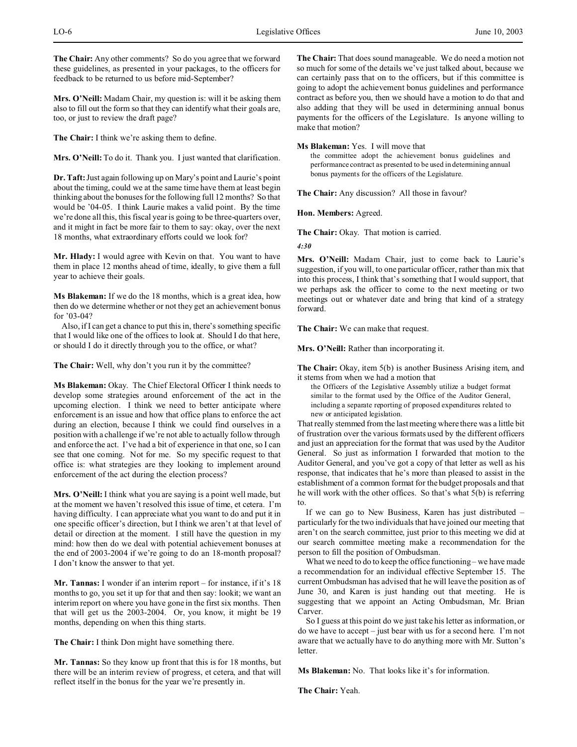**The Chair:** Any other comments? So do you agree that we forward these guidelines, as presented in your packages, to the officers for feedback to be returned to us before mid-September?

**Mrs. O'Neill:** Madam Chair, my question is: will it be asking them also to fill out the form so that they can identify what their goals are, too, or just to review the draft page?

**The Chair:** I think we're asking them to define.

**Mrs. O'Neill:** To do it. Thank you. I just wanted that clarification.

**Dr. Taft:** Just again following up on Mary's point and Laurie's point about the timing, could we at the same time have them at least begin thinking about the bonuses for the following full 12 months? So that would be '04-05. I think Laurie makes a valid point. By the time we're done all this, this fiscal year is going to be three-quarters over, and it might in fact be more fair to them to say: okay, over the next 18 months, what extraordinary efforts could we look for?

**Mr. Hlady:** I would agree with Kevin on that. You want to have them in place 12 months ahead of time, ideally, to give them a full year to achieve their goals.

**Ms Blakeman:** If we do the 18 months, which is a great idea, how then do we determine whether or not they get an achievement bonus for '03-04?

Also, if I can get a chance to put this in, there's something specific that I would like one of the offices to look at. Should I do that here, or should I do it directly through you to the office, or what?

**The Chair:** Well, why don't you run it by the committee?

**Ms Blakeman:** Okay. The Chief Electoral Officer I think needs to develop some strategies around enforcement of the act in the upcoming election. I think we need to better anticipate where enforcement is an issue and how that office plans to enforce the act during an election, because I think we could find ourselves in a position with a challenge if we're not able to actually follow through and enforce the act. I've had a bit of experience in that one, so I can see that one coming. Not for me. So my specific request to that office is: what strategies are they looking to implement around enforcement of the act during the election process?

**Mrs. O'Neill:** I think what you are saying is a point well made, but at the moment we haven't resolved this issue of time, et cetera. I'm having difficulty. I can appreciate what you want to do and put it in one specific officer's direction, but I think we aren't at that level of detail or direction at the moment. I still have the question in my mind: how then do we deal with potential achievement bonuses at the end of 2003-2004 if we're going to do an 18-month proposal? I don't know the answer to that yet.

**Mr. Tannas:** I wonder if an interim report – for instance, if it's 18 months to go, you set it up for that and then say: lookit; we want an interim report on where you have gone in the first six months. Then that will get us the 2003-2004. Or, you know, it might be 19 months, depending on when this thing starts.

**The Chair:** I think Don might have something there.

**Mr. Tannas:** So they know up front that this is for 18 months, but there will be an interim review of progress, et cetera, and that will reflect itself in the bonus for the year we're presently in.

**The Chair:** That does sound manageable. We do need a motion not so much for some of the details we've just talked about, because we can certainly pass that on to the officers, but if this committee is going to adopt the achievement bonus guidelines and performance contract as before you, then we should have a motion to do that and also adding that they will be used in determining annual bonus payments for the officers of the Legislature. Is anyone willing to make that motion?

**Ms Blakeman:** Yes. I will move that

> the committee adopt the achievement bonus guidelines and performance contract as presented to be used in determining annual bonus payments for the officers of the Legislature.

**The Chair:** Any discussion? All those in favour?

**Hon. Members:** Agreed.

**The Chair:** Okay. That motion is carried.

*4:30*

**Mrs. O'Neill:** Madam Chair, just to come back to Laurie's suggestion, if you will, to one particular officer, rather than mix that into this process, I think that's something that I would support, that we perhaps ask the officer to come to the next meeting or two meetings out or whatever date and bring that kind of a strategy forward.

**The Chair:** We can make that request.

**Mrs. O'Neill:** Rather than incorporating it.

**The Chair:** Okay, item 5(b) is another Business Arising item, and it stems from when we had a motion that

> the Officers of the Legislative Assembly utilize a budget format similar to the format used by the Office of the Auditor General, including a separate reporting of proposed expenditures related to new or anticipated legislation.

That really stemmed from the last meeting where there was a little bit of frustration over the various formats used by the different officers and just an appreciation for the format that was used by the Auditor General. So just as information I forwarded that motion to the Auditor General, and you've got a copy of that letter as well as his response, that indicates that he's more than pleased to assist in the establishment of a common format for the budget proposals and that he will work with the other offices. So that's what 5(b) is referring to.

If we can go to New Business, Karen has just distributed – particularly for the two individuals that have joined our meeting that aren't on the search committee, just prior to this meeting we did at our search committee meeting make a recommendation for the person to fill the position of Ombudsman.

What we need to do to keep the office functioning – we have made a recommendation for an individual effective September 15. The current Ombudsman has advised that he will leave the position as of June 30, and Karen is just handing out that meeting. He is suggesting that we appoint an Acting Ombudsman, Mr. Brian Carver.

So I guess at this point do we just take his letter as information, or do we have to accept – just bear with us for a second here. I'm not aware that we actually have to do anything more with Mr. Sutton's letter.

**Ms Blakeman:** No. That looks like it's for information.

**The Chair:** Yeah.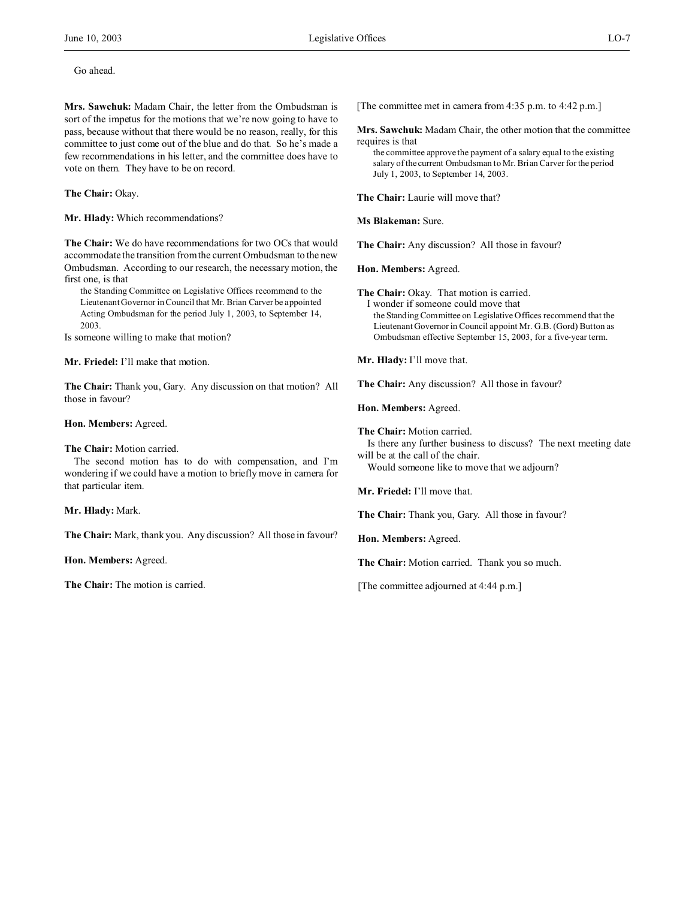Go ahead.

**Mrs. Sawchuk:** Madam Chair, the letter from the Ombudsman is sort of the impetus for the motions that we're now going to have to pass, because without that there would be no reason, really, for this committee to just come out of the blue and do that. So he's made a few recommendations in his letter, and the committee does have to vote on them. They have to be on record.

**The Chair:** Okay.

**Mr. Hlady:** Which recommendations?

**The Chair:** We do have recommendations for two OCs that would accommodate the transition from the current Ombudsman to the new Ombudsman. According to our research, the necessary motion, the first one, is that

> the Standing Committee on Legislative Offices recommend to the Lieutenant Governor in Council that Mr. Brian Carver be appointed Acting Ombudsman for the period July 1, 2003, to September 14, 2003.

Is someone willing to make that motion?

**Mr. Friedel:** I'll make that motion.

**The Chair:** Thank you, Gary. Any discussion on that motion? All those in favour?

**Hon. Members:** Agreed.

**The Chair:** Motion carried.

The second motion has to do with compensation, and I'm wondering if we could have a motion to briefly move in camera for that particular item.

**Mr. Hlady:** Mark.

**The Chair:** Mark, thank you. Any discussion? All those in favour?

**Hon. Members:** Agreed.

**The Chair:** The motion is carried.

[The committee met in camera from 4:35 p.m. to 4:42 p.m.]

**Mrs. Sawchuk:** Madam Chair, the other motion that the committee requires is that

> the committee approve the payment of a salary equal to the existing salary of the current Ombudsman to Mr. Brian Carver for the period July 1, 2003, to September 14, 2003.

**The Chair:** Laurie will move that?

**Ms Blakeman:** Sure.

**The Chair:** Any discussion? All those in favour?

**Hon. Members:** Agreed.

**The Chair:** Okay. That motion is carried.

I wonder if someone could move that

> the Standing Committee on Legislative Offices recommend that the Lieutenant Governor in Council appoint Mr. G.B. (Gord) Button as Ombudsman effective September 15, 2003, for a five-year term.

**Mr. Hlady:** I'll move that.

**The Chair:** Any discussion? All those in favour?

**Hon. Members:** Agreed.

**The Chair:** Motion carried.

Is there any further business to discuss? The next meeting date will be at the call of the chair.

Would someone like to move that we adjourn?

**Mr. Friedel:** I'll move that.

**The Chair:** Thank you, Gary. All those in favour?

**Hon. Members:** Agreed.

**The Chair:** Motion carried. Thank you so much.

[The committee adjourned at 4:44 p.m.]